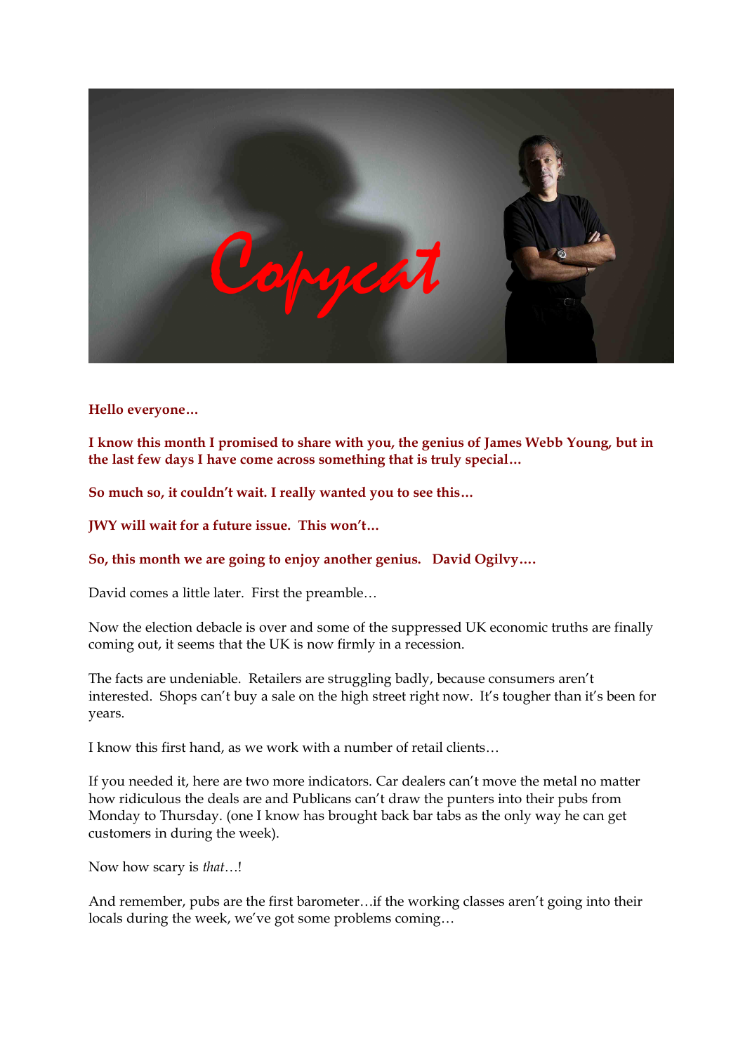# Copycat

**Hello everyone…**

**I know this month I promised to share with you, the genius of James Webb Young, but in the last few days I have come across something that is truly special…**

**So much so, it couldn't wait. I really wanted you to see this…**

**JWY will wait for a future issue. This won't…**

**So, this month we are going to enjoy another genius. David Ogilvy….**

David comes a little later. First the preamble…

Now the election debacle is over and some of the suppressed UK economic truths are finally coming out, it seems that the UK is now firmly in a recession.

The facts are undeniable. Retailers are struggling badly, because consumers aren't interested. Shops can't buy a sale on the high street right now. It's tougher than it's been for years.

I know this first hand, as we work with a number of retail clients…

If you needed it, here are two more indicators. Car dealers can't move the metal no matter how ridiculous the deals are and Publicans can't draw the punters into their pubs from Monday to Thursday. (one I know has brought back bar tabs as the only way he can get customers in during the week).

Now how scary is *that*…!

And remember, pubs are the first barometer…if the working classes aren't going into their locals during the week, we've got some problems coming…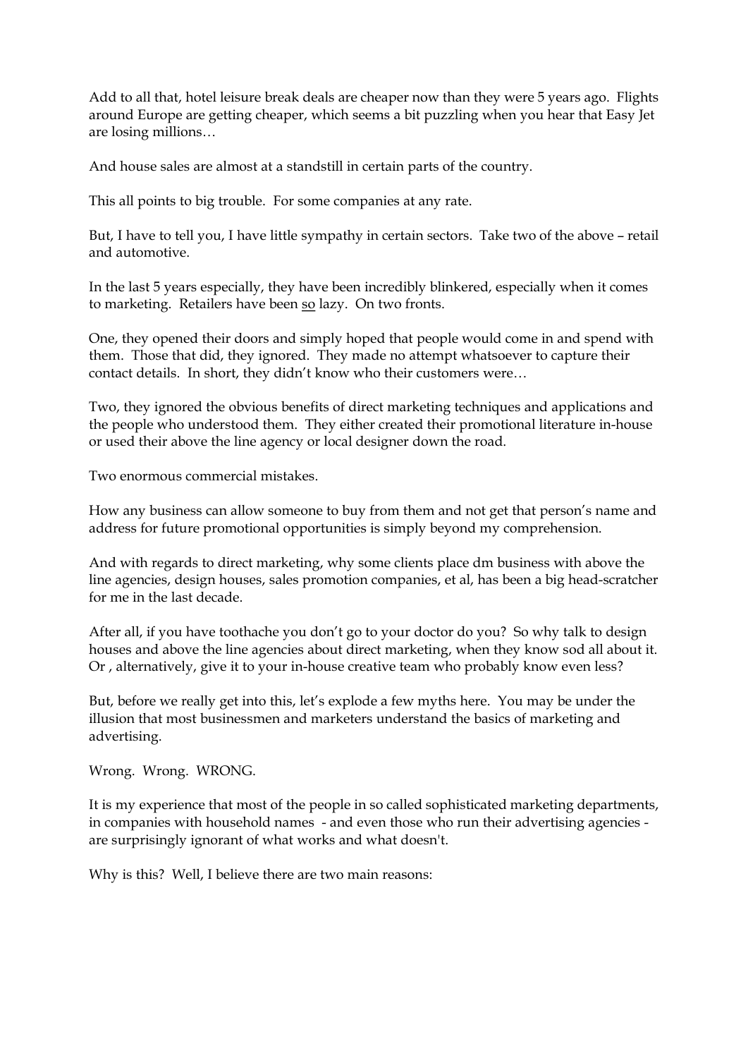Add to all that, hotel leisure break deals are cheaper now than they were 5 years ago. Flights around Europe are getting cheaper, which seems a bit puzzling when you hear that Easy Jet are losing millions…

And house sales are almost at a standstill in certain parts of the country.

This all points to big trouble. For some companies at any rate.

But, I have to tell you, I have little sympathy in certain sectors. Take two of the above – retail and automotive.

In the last 5 years especially, they have been incredibly blinkered, especially when it comes to marketing. Retailers have been <u>so</u> lazy. On two fronts.

One, they opened their doors and simply hoped that people would come in and spend with them. Those that did, they ignored. They made no attempt whatsoever to capture their contact details. In short, they didn't know who their customers were…

Two, they ignored the obvious benefits of direct marketing techniques and applications and the people who understood them. They either created their promotional literature in-house or used their above the line agency or local designer down the road.

Two enormous commercial mistakes.

How any business can allow someone to buy from them and not get that person's name and address for future promotional opportunities is simply beyond my comprehension.

And with regards to direct marketing, why some clients place dm business with above the line agencies, design houses, sales promotion companies, et al, has been a big head-scratcher for me in the last decade.

After all, if you have toothache you don't go to your doctor do you? So why talk to design houses and above the line agencies about direct marketing, when they know sod all about it. Or , alternatively, give it to your in-house creative team who probably know even less?

But, before we really get into this, let's explode a few myths here. You may be under the illusion that most businessmen and marketers understand the basics of marketing and advertising.

Wrong. Wrong. WRONG.

It is my experience that most of the people in so called sophisticated marketing departments, in companies with household names - and even those who run their advertising agencies - are surprisingly ignorant of what works and what doesn't.

Why is this? Well, I believe there are two main reasons: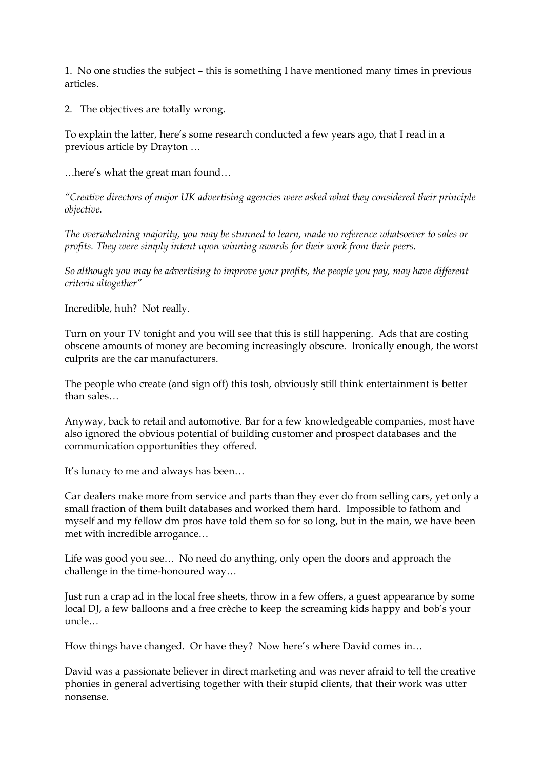1. No one studies the subject – this is something I have mentioned many times in previous articles.

2. The objectives are totally wrong.

To explain the latter, here's some research conducted a few years ago, that I read in a previous article by Drayton …

…here's what the great man found…

*"Creative directors of major UK advertising agencies were asked what they considered their principle objective.*

*The overwhelming majority, you may be stunned to learn, made no reference whatsoever to sales or profits. They were simply intent upon winning awards for their work from their peers.*

*So although you may be advertising to improve your profits, the people you pay, may have different criteria altogether"*

Incredible, huh? Not really.

Turn on your TV tonight and you will see that this is still happening. Ads that are costing obscene amounts of money are becoming increasingly obscure. Ironically enough, the worst culprits are the car manufacturers.

The people who create (and sign off) this tosh, obviously still think entertainment is better than sales…

Anyway, back to retail and automotive. Bar for a few knowledgeable companies, most have also ignored the obvious potential of building customer and prospect databases and the communication opportunities they offered.

It's lunacy to me and always has been…

Car dealers make more from service and parts than they ever do from selling cars, yet only a small fraction of them built databases and worked them hard. Impossible to fathom and myself and my fellow dm pros have told them so for so long, but in the main, we have been met with incredible arrogance…

Life was good you see… No need do anything, only open the doors and approach the challenge in the time-honoured way…

Just run a crap ad in the local free sheets, throw in a few offers, a guest appearance by some local DJ, a few balloons and a free crèche to keep the screaming kids happy and bob's your uncle…

How things have changed. Or have they? Now here's where David comes in…

David was a passionate believer in direct marketing and was never afraid to tell the creative phonies in general advertising together with their stupid clients, that their work was utter nonsense.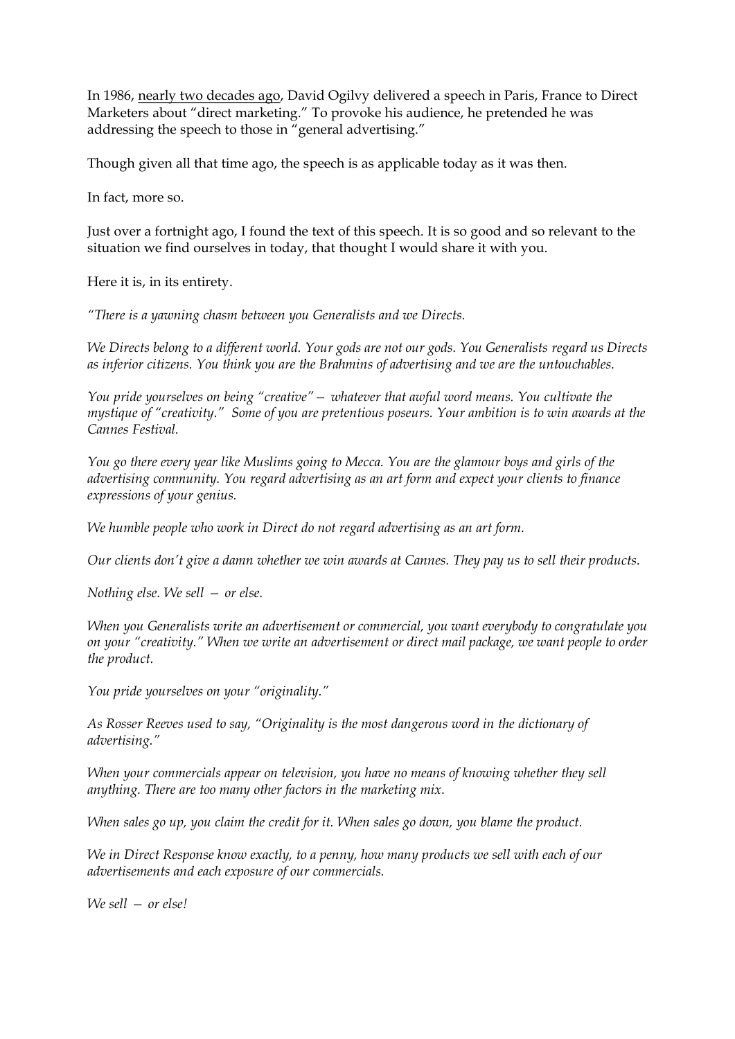In 1986, <u>nearly two decades ago</u>, David Ogilvy delivered a speech in Paris, France to Direct Marketers about "direct marketing." To provoke his audience, he pretended he was addressing the speech to those in "general advertising."

Though given all that time ago, the speech is as applicable today as it was then.

In fact, more so.

Just over a fortnight ago, I found the text of this speech. It is so good and so relevant to the situation we find ourselves in today, that thought I would share it with you.

Here it is, in its entirety.

*"There is a yawning chasm between you Generalists and we Directs.*

*We Directs belong to a different world. Your gods are not our gods. You Generalists regard us Directs as inferior citizens. You think you are the Brahmins of advertising and we are the untouchables.*

*You pride yourselves on being "creative"— whatever that awful word means. You cultivate the mystique of "creativity." Some of you are pretentious poseurs. Your ambition is to win awards at the Cannes Festival.*

*You go there every year like Muslims going to Mecca. You are the glamour boys and girls of the advertising community. You regard advertising as an art form and expect your clients to finance expressions of your genius.*

*We humble people who work in Direct do not regard advertising as an art form.*

*Our clients don't give a damn whether we win awards at Cannes. They pay us to sell their products.*

*Nothing else. We sell — or else.*

*When you Generalists write an advertisement or commercial, you want everybody to congratulate you on your "creativity." When we write an advertisement or direct mail package, we want people to order the product.*

*You pride yourselves on your "originality."*

*As Rosser Reeves used to say, "Originality is the most dangerous word in the dictionary of advertising."*

*When your commercials appear on television, you have no means of knowing whether they sell anything. There are too many other factors in the marketing mix.*

*When sales go up, you claim the credit for it. When sales go down, you blame the product.*

*We in Direct Response know exactly, to a penny, how many products we sell with each of our advertisements and each exposure of our commercials.*

*We sell — or else!*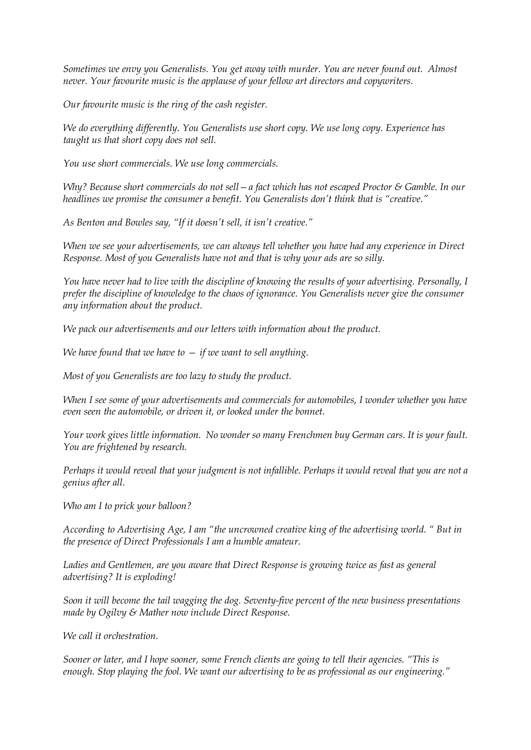*Sometimes we envy you Generalists. You get away with murder. You are never found out. Almost never. Your favourite music is the applause of your fellow art directors and copywriters.*

*Our favourite music is the ring of the cash register.*

*We do everything differently. You Generalists use short copy. We use long copy. Experience has taught us that short copy does not sell.*

*You use short commercials. We use long commercials.*

*Why? Because short commercials do not sell—a fact which has not escaped Proctor & Gamble. In our headlines we promise the consumer a benefit. You Generalists don't think that is "creative."*

*As Benton and Bowles say, "If it doesn't sell, it isn't creative."*

*When we see your advertisements, we can always tell whether you have had any experience in Direct Response. Most of you Generalists have not and that is why your ads are so silly.*

*You have never had to live with the discipline of knowing the results of your advertising. Personally, I prefer the discipline of knowledge to the chaos of ignorance. You Generalists never give the consumer any information about the product.*

*We pack our advertisements and our letters with information about the product.*

*We have found that we have to — if we want to sell anything.*

*Most of you Generalists are too lazy to study the product.*

*When I see some of your advertisements and commercials for automobiles, I wonder whether you have even seen the automobile, or driven it, or looked under the bonnet.*

*Your work gives little information. No wonder so many Frenchmen buy German cars. It is your fault. You are frightened by research.*

*Perhaps it would reveal that your judgment is not infallible. Perhaps it would reveal that you are not a genius after all.*

*Who am I to prick your balloon?*

*According to Advertising Age, I am "the uncrowned creative king of the advertising world. " But in the presence of Direct Professionals I am a humble amateur.*

*Ladies and Gentlemen, are you aware that Direct Response is growing twice as fast as general advertising? It is exploding!*

*Soon it will become the tail wagging the dog. Seventy-five percent of the new business presentations made by Ogilvy & Mather now include Direct Response.*

*We call it orchestration.*

*Sooner or later, and I hope sooner, some French clients are going to tell their agencies. "This is enough. Stop playing the fool. We want our advertising to be as professional as our engineering."*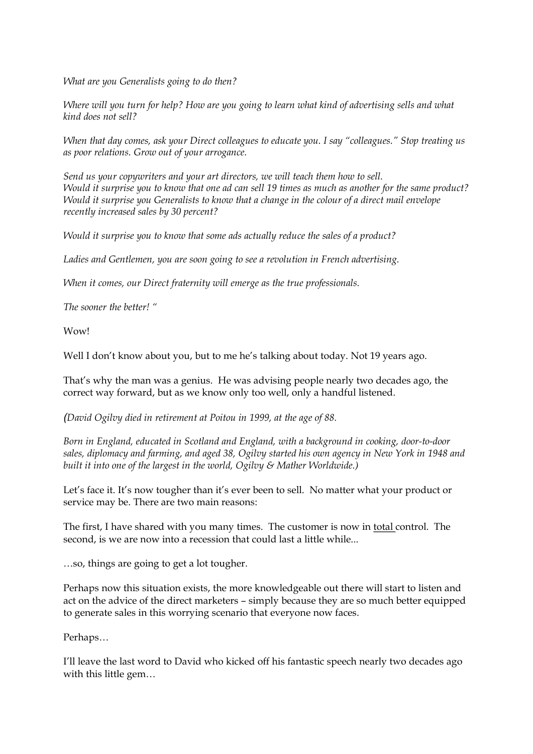*What are you Generalists going to do then?*

*Where will you turn for help? How are you going to learn what kind of advertising sells and what kind does not sell?*

*When that day comes, ask your Direct colleagues to educate you. I say "colleagues." Stop treating us as poor relations. Grow out of your arrogance.*

*Send us your copywriters and your art directors, we will teach them how to sell.*
*Would it surprise you to know that one ad can sell 19 times as much as another for the same product?*
*Would it surprise you Generalists to know that a change in the colour of a direct mail envelope recently increased sales by 30 percent?*

*Would it surprise you to know that some ads actually reduce the sales of a product?*

*Ladies and Gentlemen, you are soon going to see a revolution in French advertising.*

*When it comes, our Direct fraternity will emerge as the true professionals.*

*The sooner the better! "*

Wow!

Well I don't know about you, but to me he's talking about today. Not 19 years ago.

That's why the man was a genius. He was advising people nearly two decades ago, the correct way forward, but as we know only too well, only a handful listened.

*(David Ogilvy died in retirement at Poitou in 1999, at the age of 88.*

*Born in England, educated in Scotland and England, with a background in cooking, door-to-door sales, diplomacy and farming, and aged 38, Ogilvy started his own agency in New York in 1948 and built it into one of the largest in the world, Ogilvy & Mather Worldwide.)*

Let's face it. It's now tougher than it's ever been to sell. No matter what your product or service may be. There are two main reasons:

The first, I have shared with you many times. The customer is now in <u>total</u> control. The second, is we are now into a recession that could last a little while...

…so, things are going to get a lot tougher.

Perhaps now this situation exists, the more knowledgeable out there will start to listen and act on the advice of the direct marketers – simply because they are so much better equipped to generate sales in this worrying scenario that everyone now faces.

Perhaps…

I'll leave the last word to David who kicked off his fantastic speech nearly two decades ago with this little gem…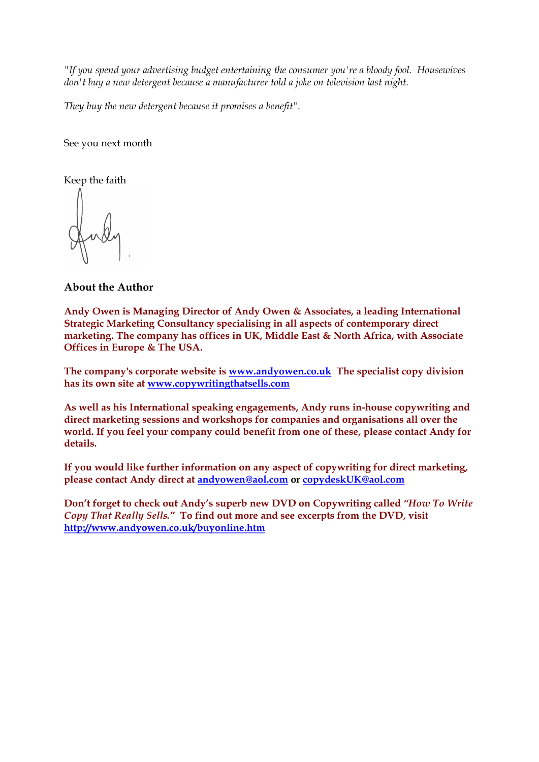*"If you spend your advertising budget entertaining the consumer you're a bloody fool. Housewives don't buy a new detergent because a manufacturer told a joke on television last night.*

*They buy the new detergent because it promises a benefit".*

See you next month

Keep the faith

Andy

**About the Author**

**Andy Owen is Managing Director of Andy Owen & Associates, a leading International Strategic Marketing Consultancy specialising in all aspects of contemporary direct marketing. The company has offices in UK, Middle East & North Africa, with Associate Offices in Europe & The USA.**

**The company's corporate website is www.andyowen.co.uk The specialist copy division has its own site at www.copywritingthatsells.com**

**As well as his International speaking engagements, Andy runs in-house copywriting and direct marketing sessions and workshops for companies and organisations all over the world. If you feel your company could benefit from one of these, please contact Andy for details.**

**If you would like further information on any aspect of copywriting for direct marketing, please contact Andy direct at andyowen@aol.com or copydeskUK@aol.com**

**Don't forget to check out Andy's superb new DVD on Copywriting called *"How To Write Copy That Really Sells."* To find out more and see excerpts from the DVD, visit http://www.andyowen.co.uk/buyonline.htm**